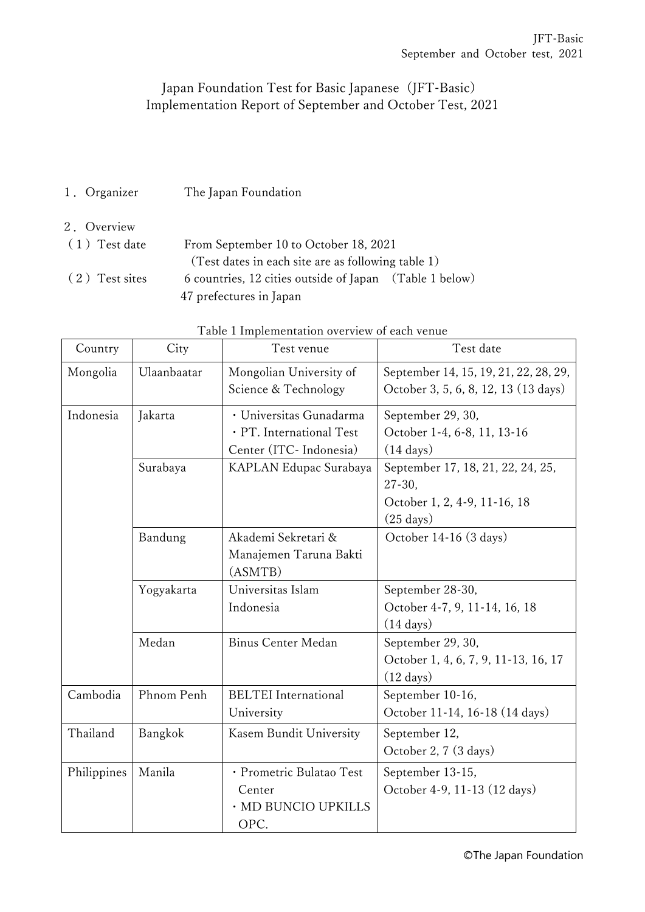# Japan Foundation Test for Basic Japanese（JFT-Basic）
# Implementation Report of September and October Test, 2021

１．Organizer　　The Japan Foundation

２．Overview

（１）Test date　　From September 10 to October 18, 2021

（Test dates in each site are as following table 1）

（２）Test sites　　6 countries, 12 cities outside of Japan　(Table 1 below)

47 prefectures in Japan

Table 1 Implementation overview of each venue

| Country | City | Test venue | Test date |
|---|---|---|---|
| Mongolia | Ulaanbaatar | Mongolian University of Science & Technology | September 14, 15, 19, 21, 22, 28, 29, October 3, 5, 6, 8, 12, 13 (13 days) |
| Indonesia | Jakarta | ・Universitas Gunadarma<br>・PT. International Test Center (ITC- Indonesia) | September 29, 30,<br>October 1-4, 6-8, 11, 13-16<br>(14 days) |
| | Surabaya | KAPLAN Edupac Surabaya | September 17, 18, 21, 22, 24, 25, 27-30,<br>October 1, 2, 4-9, 11-16, 18<br>(25 days) |
| | Bandung | Akademi Sekretari & Manajemen Taruna Bakti (ASMTB) | October 14-16 (3 days) |
| | Yogyakarta | Universitas Islam Indonesia | September 28-30,<br>October 4-7, 9, 11-14, 16, 18<br>(14 days) |
| | Medan | Binus Center Medan | September 29, 30,<br>October 1, 4, 6, 7, 9, 11-13, 16, 17<br>(12 days) |
| Cambodia | Phnom Penh | BELTEI International University | September 10-16,<br>October 11-14, 16-18 (14 days) |
| Thailand | Bangkok | Kasem Bundit University | September 12,<br>October 2, 7 (3 days) |
| Philippines | Manila | ・Prometric Bulatao Test Center<br>・MD BUNCIO UPKILLS OPC. | September 13-15,<br>October 4-9, 11-13 (12 days) |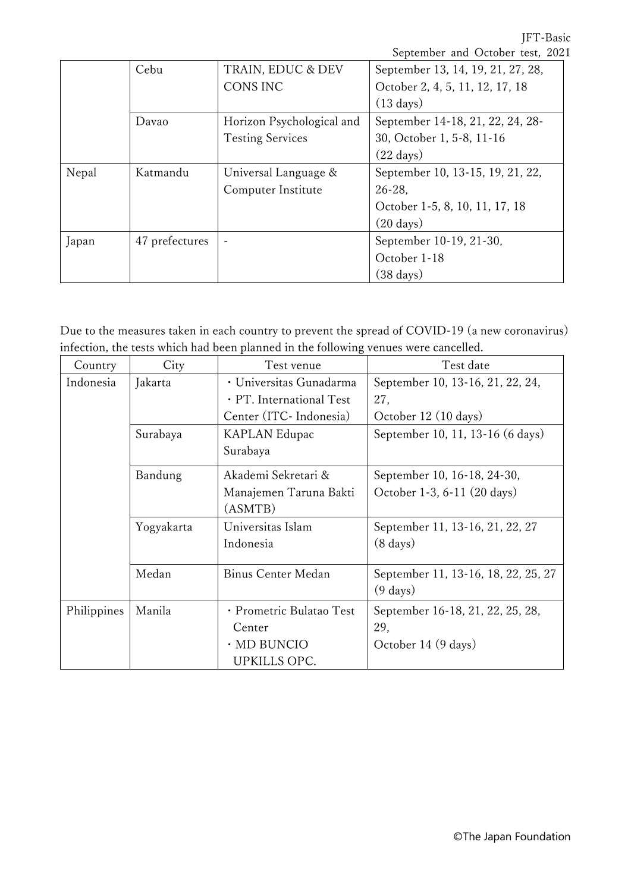| | Cebu | TRAIN, EDUC & DEV CONS INC | September 13, 14, 19, 21, 27, 28, October 2, 4, 5, 11, 12, 17, 18 (13 days) |
|---|---|---|---|
| | Davao | Horizon Psychological and Testing Services | September 14-18, 21, 22, 24, 28-30, October 1, 5-8, 11-16 (22 days) |
| Nepal | Katmandu | Universal Language & Computer Institute | September 10, 13-15, 19, 21, 22, 26-28, October 1-5, 8, 10, 11, 17, 18 (20 days) |
| Japan | 47 prefectures | - | September 10-19, 21-30, October 1-18 (38 days) |

Due to the measures taken in each country to prevent the spread of COVID-19 (a new coronavirus) infection, the tests which had been planned in the following venues were cancelled.

| Country | City | Test venue | Test date |
|---|---|---|---|
| Indonesia | Jakarta | ・Universitas Gunadarma ・PT. International Test Center (ITC- Indonesia) | September 10, 13-16, 21, 22, 24, 27, October 12 (10 days) |
| | Surabaya | KAPLAN Edupac Surabaya | September 10, 11, 13-16 (6 days) |
| | Bandung | Akademi Sekretari & Manajemen Taruna Bakti (ASMTB) | September 10, 16-18, 24-30, October 1-3, 6-11 (20 days) |
| | Yogyakarta | Universitas Islam Indonesia | September 11, 13-16, 21, 22, 27 (8 days) |
| | Medan | Binus Center Medan | September 11, 13-16, 18, 22, 25, 27 (9 days) |
| Philippines | Manila | ・Prometric Bulatao Test Center ・MD BUNCIO UPKILLS OPC. | September 16-18, 21, 22, 25, 28, 29, October 14 (9 days) |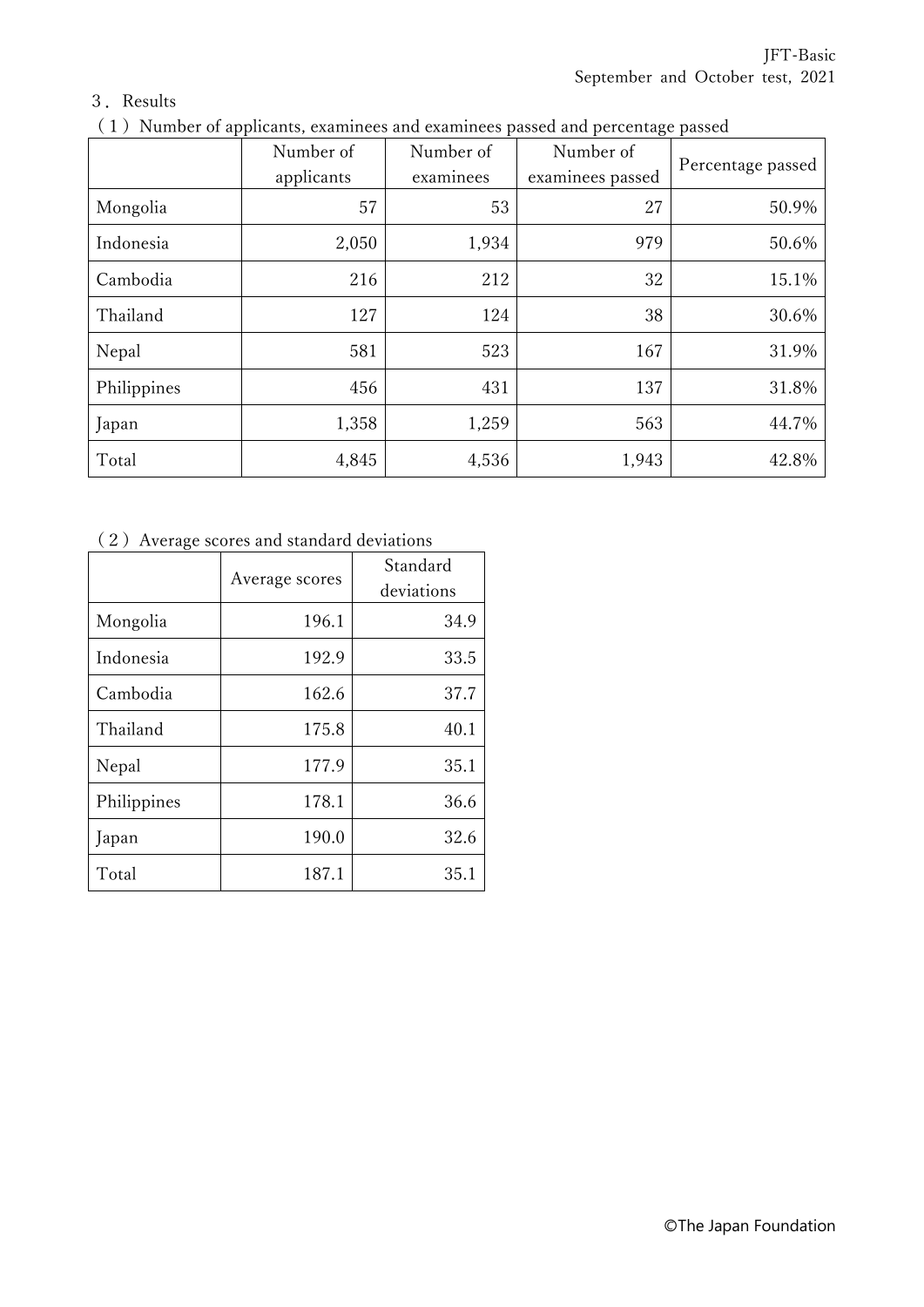## 3．Results

（１）Number of applicants, examinees and examinees passed and percentage passed

| | Number of applicants | Number of examinees | Number of examinees passed | Percentage passed |
|---|---|---|---|---|
| Mongolia | 57 | 53 | 27 | 50.9% |
| Indonesia | 2,050 | 1,934 | 979 | 50.6% |
| Cambodia | 216 | 212 | 32 | 15.1% |
| Thailand | 127 | 124 | 38 | 30.6% |
| Nepal | 581 | 523 | 167 | 31.9% |
| Philippines | 456 | 431 | 137 | 31.8% |
| Japan | 1,358 | 1,259 | 563 | 44.7% |
| Total | 4,845 | 4,536 | 1,943 | 42.8% |

（２）Average scores and standard deviations

| | Average scores | Standard deviations |
|---|---|---|
| Mongolia | 196.1 | 34.9 |
| Indonesia | 192.9 | 33.5 |
| Cambodia | 162.6 | 37.7 |
| Thailand | 175.8 | 40.1 |
| Nepal | 177.9 | 35.1 |
| Philippines | 178.1 | 36.6 |
| Japan | 190.0 | 32.6 |
| Total | 187.1 | 35.1 |